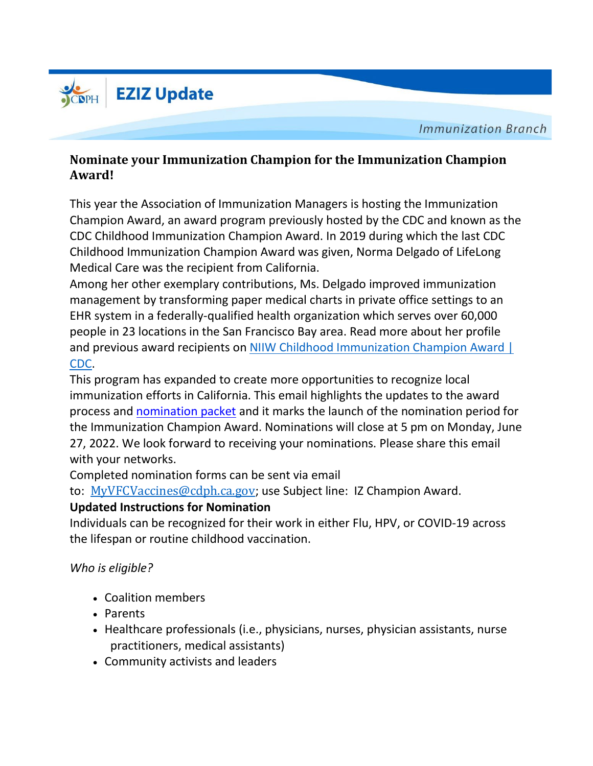EZIZ Update

Immunization Branch

### Nominate your Immunization Champion for the Immunization Champion Award!

This year the Association of Immunization Managers is hosting the Immunization Champion Award, an award program previously hosted by the CDC and known as the CDC Childhood Immunization Champion Award. In 2019 during which the last CDC Childhood Immunization Champion Award was given, Norma Delgado of LifeLong Medical Care was the recipient from California.

Among her other exemplary contributions, Ms. Delgado improved immunization management by transforming paper medical charts in private office settings to an EHR system in a federally-qualified health organization which serves over 60,000 people in 23 locations in the San Francisco Bay area. Read more about her profile and previous award recipients on [NIIW Childhood Immunization Champion Award | CDC](#).

This program has expanded to create more opportunities to recognize local immunization efforts in California. This email highlights the updates to the award process and [nomination packet](#) and it marks the launch of the nomination period for the Immunization Champion Award. Nominations will close at 5 pm on Monday, June 27, 2022. We look forward to receiving your nominations. Please share this email with your networks.

Completed nomination forms can be sent via email to: MyVFCVaccines@cdph.ca.gov; use Subject line: IZ Champion Award.

**Updated Instructions for Nomination**

Individuals can be recognized for their work in either Flu, HPV, or COVID-19 across the lifespan or routine childhood vaccination.

*Who is eligible?*

- Coalition members
- Parents
- Healthcare professionals (i.e., physicians, nurses, physician assistants, nurse practitioners, medical assistants)
- Community activists and leaders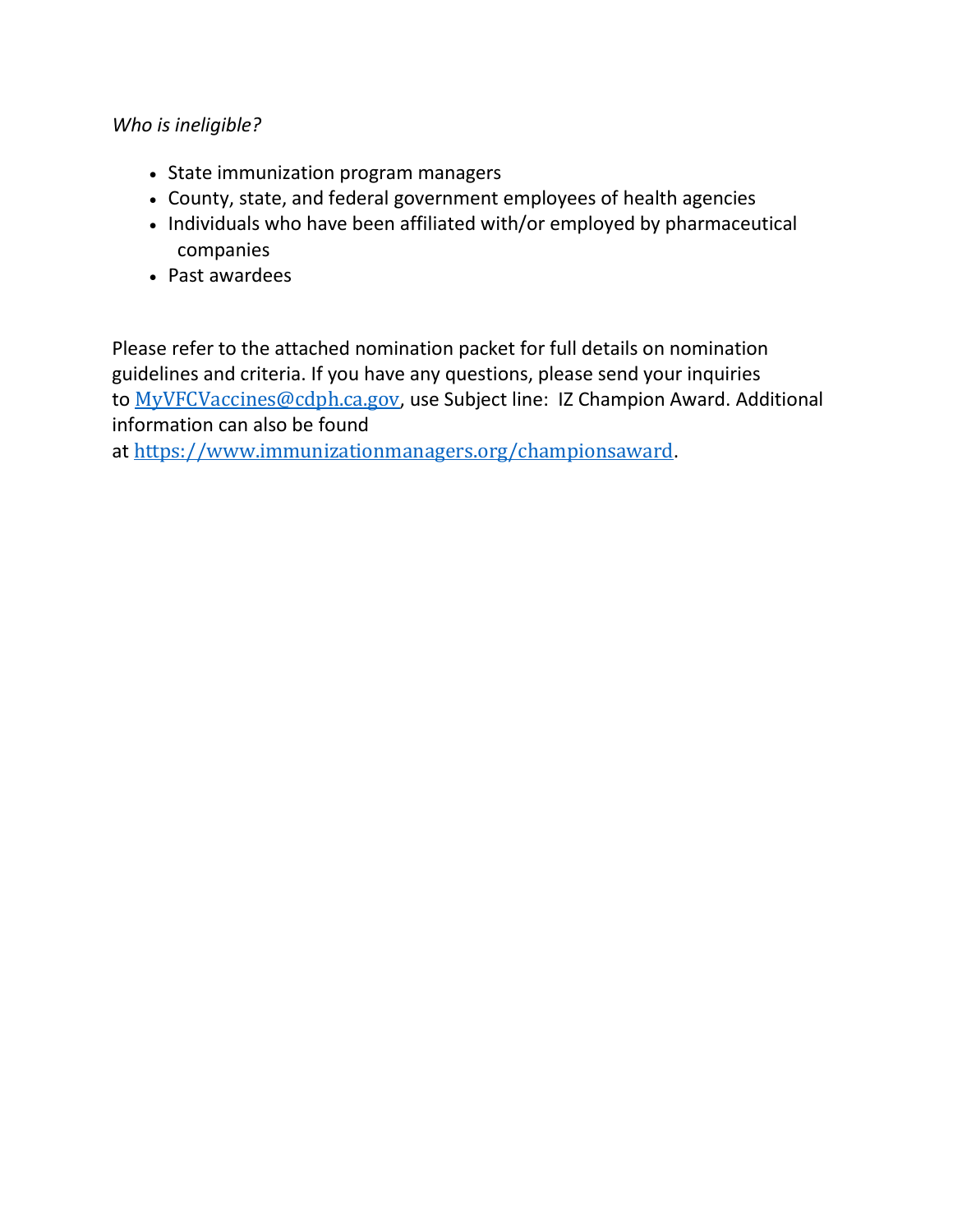*Who is ineligible?*

- State immunization program managers
- County, state, and federal government employees of health agencies
- Individuals who have been affiliated with/or employed by pharmaceutical companies
- Past awardees

Please refer to the attached nomination packet for full details on nomination guidelines and criteria. If you have any questions, please send your inquiries to [MyVFCVaccines@cdph.ca.gov](mailto:MyVFCVaccines@cdph.ca.gov), use Subject line:  IZ Champion Award. Additional information can also be found at [https://www.immunizationmanagers.org/championsaward](https://www.immunizationmanagers.org/championsaward).